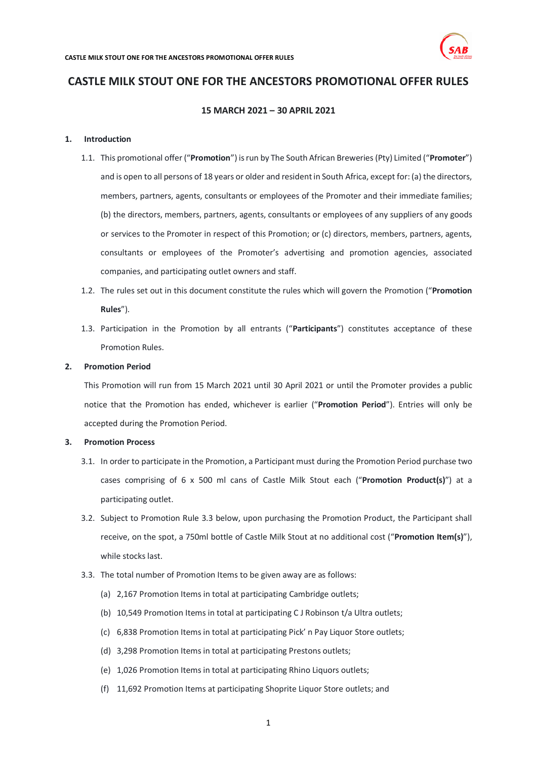# CASTLE MILK STOUT ONE FOR THE ANCESTORS PROMOTIONAL OFFER RULES

**15 MARCH 2021 – 30 APRIL 2021**

## 1. Introduction

1.1. This promotional offer ("**Promotion**") is run by The South African Breweries (Pty) Limited ("**Promoter**") and is open to all persons of 18 years or older and resident in South Africa, except for: (a) the directors, members, partners, agents, consultants or employees of the Promoter and their immediate families; (b) the directors, members, partners, agents, consultants or employees of any suppliers of any goods or services to the Promoter in respect of this Promotion; or (c) directors, members, partners, agents, consultants or employees of the Promoter's advertising and promotion agencies, associated companies, and participating outlet owners and staff.

1.2. The rules set out in this document constitute the rules which will govern the Promotion ("**Promotion Rules**").

1.3. Participation in the Promotion by all entrants ("**Participants**") constitutes acceptance of these Promotion Rules.

## 2. Promotion Period

This Promotion will run from 15 March 2021 until 30 April 2021 or until the Promoter provides a public notice that the Promotion has ended, whichever is earlier ("**Promotion Period**"). Entries will only be accepted during the Promotion Period.

## 3. Promotion Process

3.1. In order to participate in the Promotion, a Participant must during the Promotion Period purchase two cases comprising of 6 x 500 ml cans of Castle Milk Stout each ("**Promotion Product(s)**") at a participating outlet.

3.2. Subject to Promotion Rule 3.3 below, upon purchasing the Promotion Product, the Participant shall receive, on the spot, a 750ml bottle of Castle Milk Stout at no additional cost ("**Promotion Item(s)**"), while stocks last.

3.3. The total number of Promotion Items to be given away are as follows:

(a) 2,167 Promotion Items in total at participating Cambridge outlets;

(b) 10,549 Promotion Items in total at participating C J Robinson t/a Ultra outlets;

(c) 6,838 Promotion Items in total at participating Pick' n Pay Liquor Store outlets;

(d) 3,298 Promotion Items in total at participating Prestons outlets;

(e) 1,026 Promotion Items in total at participating Rhino Liquors outlets;

(f) 11,692 Promotion Items at participating Shoprite Liquor Store outlets; and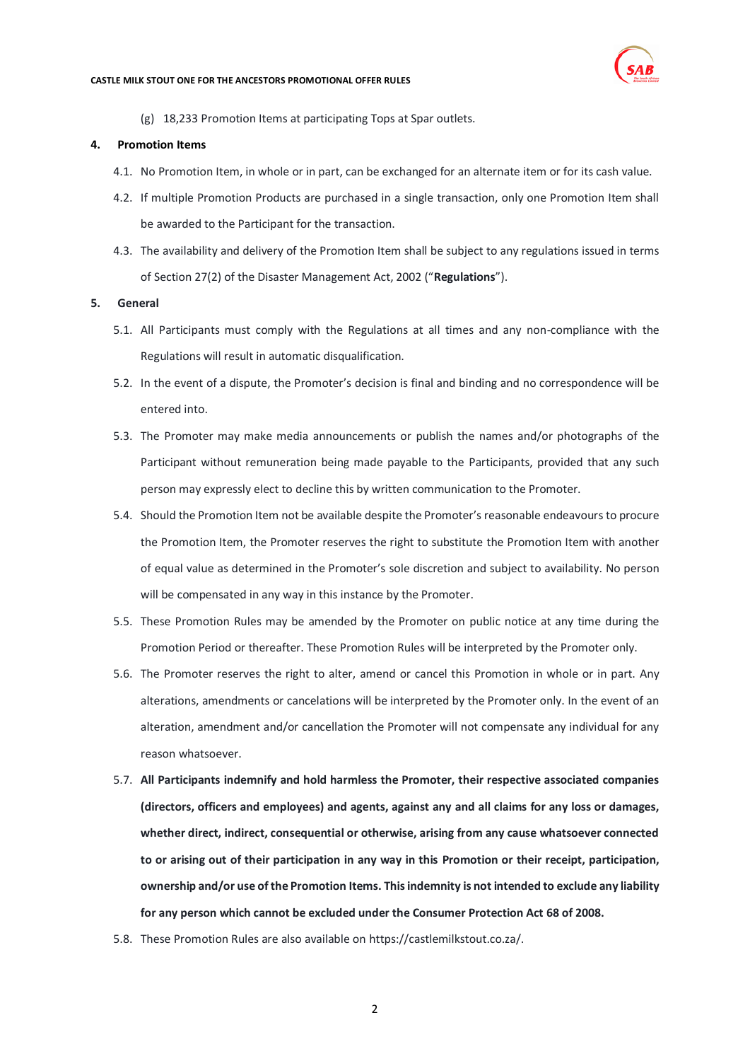(g) 18,233 Promotion Items at participating Tops at Spar outlets.

## 4. Promotion Items

4.1. No Promotion Item, in whole or in part, can be exchanged for an alternate item or for its cash value.

4.2. If multiple Promotion Products are purchased in a single transaction, only one Promotion Item shall be awarded to the Participant for the transaction.

4.3. The availability and delivery of the Promotion Item shall be subject to any regulations issued in terms of Section 27(2) of the Disaster Management Act, 2002 ("**Regulations**").

## 5. General

5.1. All Participants must comply with the Regulations at all times and any non-compliance with the Regulations will result in automatic disqualification.

5.2. In the event of a dispute, the Promoter's decision is final and binding and no correspondence will be entered into.

5.3. The Promoter may make media announcements or publish the names and/or photographs of the Participant without remuneration being made payable to the Participants, provided that any such person may expressly elect to decline this by written communication to the Promoter.

5.4. Should the Promotion Item not be available despite the Promoter's reasonable endeavours to procure the Promotion Item, the Promoter reserves the right to substitute the Promotion Item with another of equal value as determined in the Promoter's sole discretion and subject to availability. No person will be compensated in any way in this instance by the Promoter.

5.5. These Promotion Rules may be amended by the Promoter on public notice at any time during the Promotion Period or thereafter. These Promotion Rules will be interpreted by the Promoter only.

5.6. The Promoter reserves the right to alter, amend or cancel this Promotion in whole or in part. Any alterations, amendments or cancelations will be interpreted by the Promoter only. In the event of an alteration, amendment and/or cancellation the Promoter will not compensate any individual for any reason whatsoever.

5.7. **All Participants indemnify and hold harmless the Promoter, their respective associated companies (directors, officers and employees) and agents, against any and all claims for any loss or damages, whether direct, indirect, consequential or otherwise, arising from any cause whatsoever connected to or arising out of their participation in any way in this Promotion or their receipt, participation, ownership and/or use of the Promotion Items. This indemnity is not intended to exclude any liability for any person which cannot be excluded under the Consumer Protection Act 68 of 2008.**

5.8. These Promotion Rules are also available on https://castlemilkstout.co.za/.